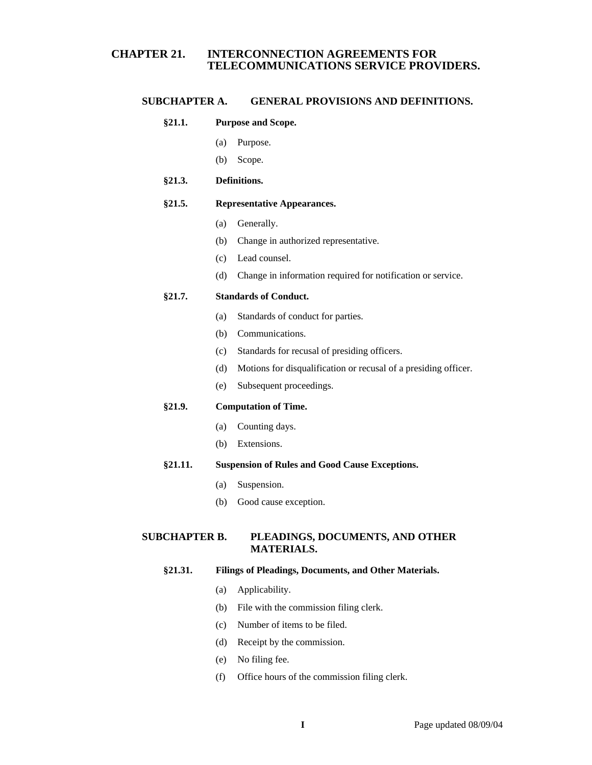# CHAPTER 21. INTERCONNECTION AGREEMENTS FOR TELECOMMUNICATIONS SERVICE PROVIDERS.

## SUBCHAPTER A. GENERAL PROVISIONS AND DEFINITIONS.

### §21.1. Purpose and Scope.

(a) Purpose.

(b) Scope.

### §21.3. Definitions.

### §21.5. Representative Appearances.

(a) Generally.

(b) Change in authorized representative.

(c) Lead counsel.

(d) Change in information required for notification or service.

### §21.7. Standards of Conduct.

(a) Standards of conduct for parties.

(b) Communications.

(c) Standards for recusal of presiding officers.

(d) Motions for disqualification or recusal of a presiding officer.

(e) Subsequent proceedings.

### §21.9. Computation of Time.

(a) Counting days.

(b) Extensions.

### §21.11. Suspension of Rules and Good Cause Exceptions.

(a) Suspension.

(b) Good cause exception.

## SUBCHAPTER B. PLEADINGS, DOCUMENTS, AND OTHER MATERIALS.

### §21.31. Filings of Pleadings, Documents, and Other Materials.

(a) Applicability.

(b) File with the commission filing clerk.

(c) Number of items to be filed.

(d) Receipt by the commission.

(e) No filing fee.

(f) Office hours of the commission filing clerk.

Page updated 08/09/04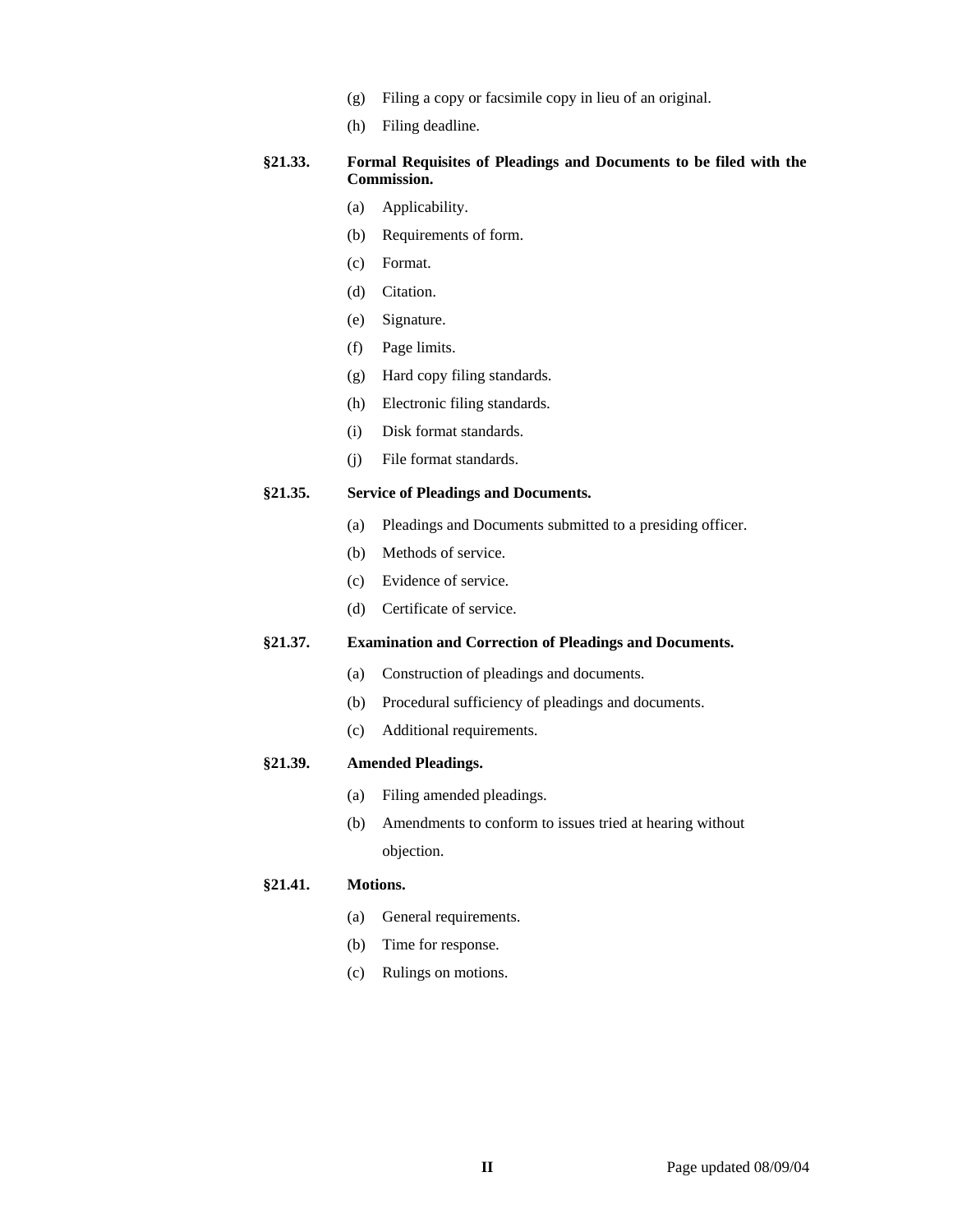(g) Filing a copy or facsimile copy in lieu of an original.

(h) Filing deadline.

**§21.33. Formal Requisites of Pleadings and Documents to be filed with the Commission.**

(a) Applicability.

(b) Requirements of form.

(c) Format.

(d) Citation.

(e) Signature.

(f) Page limits.

(g) Hard copy filing standards.

(h) Electronic filing standards.

(i) Disk format standards.

(j) File format standards.

**§21.35. Service of Pleadings and Documents.**

(a) Pleadings and Documents submitted to a presiding officer.

(b) Methods of service.

(c) Evidence of service.

(d) Certificate of service.

**§21.37. Examination and Correction of Pleadings and Documents.**

(a) Construction of pleadings and documents.

(b) Procedural sufficiency of pleadings and documents.

(c) Additional requirements.

**§21.39. Amended Pleadings.**

(a) Filing amended pleadings.

(b) Amendments to conform to issues tried at hearing without objection.

**§21.41. Motions.**

(a) General requirements.

(b) Time for response.

(c) Rulings on motions.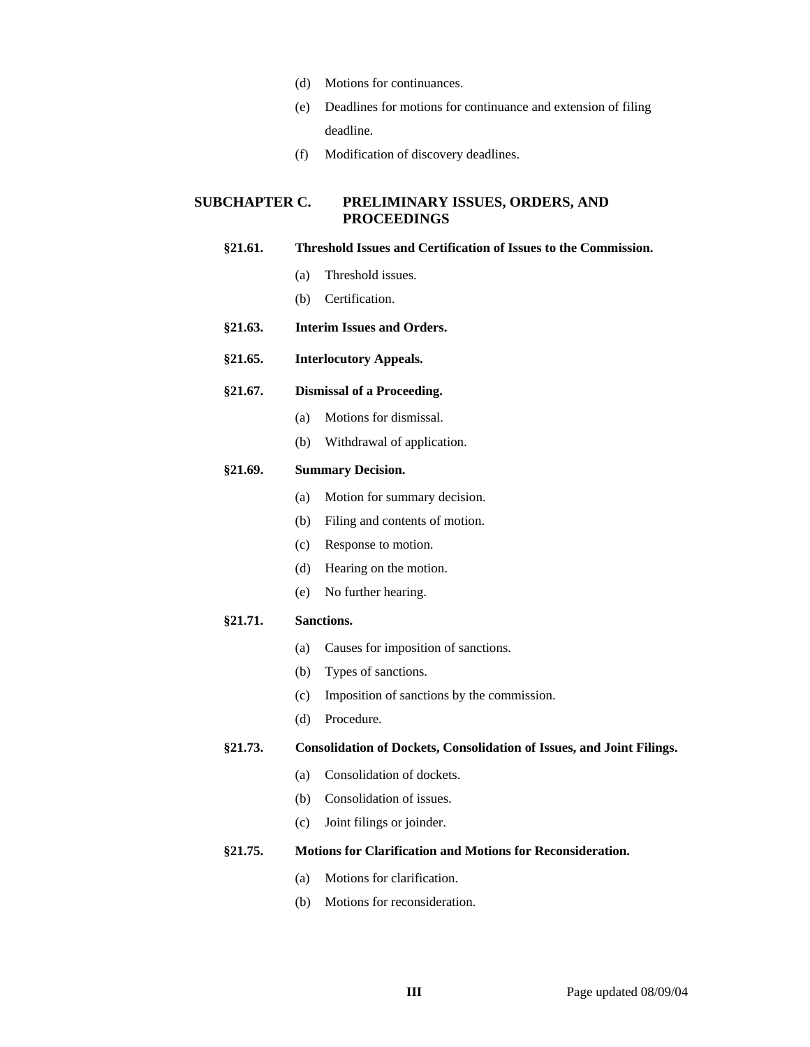(d) Motions for continuances.

(e) Deadlines for motions for continuance and extension of filing deadline.

(f) Modification of discovery deadlines.

## SUBCHAPTER C. PRELIMINARY ISSUES, ORDERS, AND PROCEEDINGS

### §21.61. Threshold Issues and Certification of Issues to the Commission.

(a) Threshold issues.

(b) Certification.

### §21.63. Interim Issues and Orders.

### §21.65. Interlocutory Appeals.

### §21.67. Dismissal of a Proceeding.

(a) Motions for dismissal.

(b) Withdrawal of application.

### §21.69. Summary Decision.

(a) Motion for summary decision.

(b) Filing and contents of motion.

(c) Response to motion.

(d) Hearing on the motion.

(e) No further hearing.

### §21.71. Sanctions.

(a) Causes for imposition of sanctions.

(b) Types of sanctions.

(c) Imposition of sanctions by the commission.

(d) Procedure.

### §21.73. Consolidation of Dockets, Consolidation of Issues, and Joint Filings.

(a) Consolidation of dockets.

(b) Consolidation of issues.

(c) Joint filings or joinder.

### §21.75. Motions for Clarification and Motions for Reconsideration.

(a) Motions for clarification.

(b) Motions for reconsideration.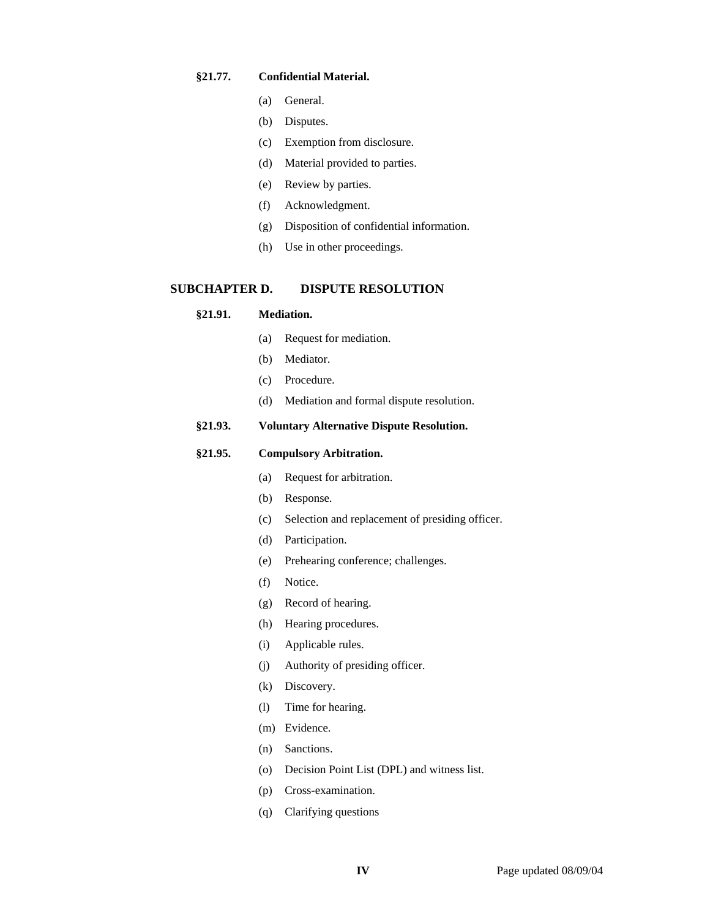**§21.77. Confidential Material.**

- (a) General.
- (b) Disputes.
- (c) Exemption from disclosure.
- (d) Material provided to parties.
- (e) Review by parties.
- (f) Acknowledgment.
- (g) Disposition of confidential information.
- (h) Use in other proceedings.

## SUBCHAPTER D. DISPUTE RESOLUTION

**§21.91. Mediation.**

- (a) Request for mediation.
- (b) Mediator.
- (c) Procedure.
- (d) Mediation and formal dispute resolution.

**§21.93. Voluntary Alternative Dispute Resolution.**

**§21.95. Compulsory Arbitration.**

- (a) Request for arbitration.
- (b) Response.
- (c) Selection and replacement of presiding officer.
- (d) Participation.
- (e) Prehearing conference; challenges.
- (f) Notice.
- (g) Record of hearing.
- (h) Hearing procedures.
- (i) Applicable rules.
- (j) Authority of presiding officer.
- (k) Discovery.
- (l) Time for hearing.
- (m) Evidence.
- (n) Sanctions.
- (o) Decision Point List (DPL) and witness list.
- (p) Cross-examination.
- (q) Clarifying questions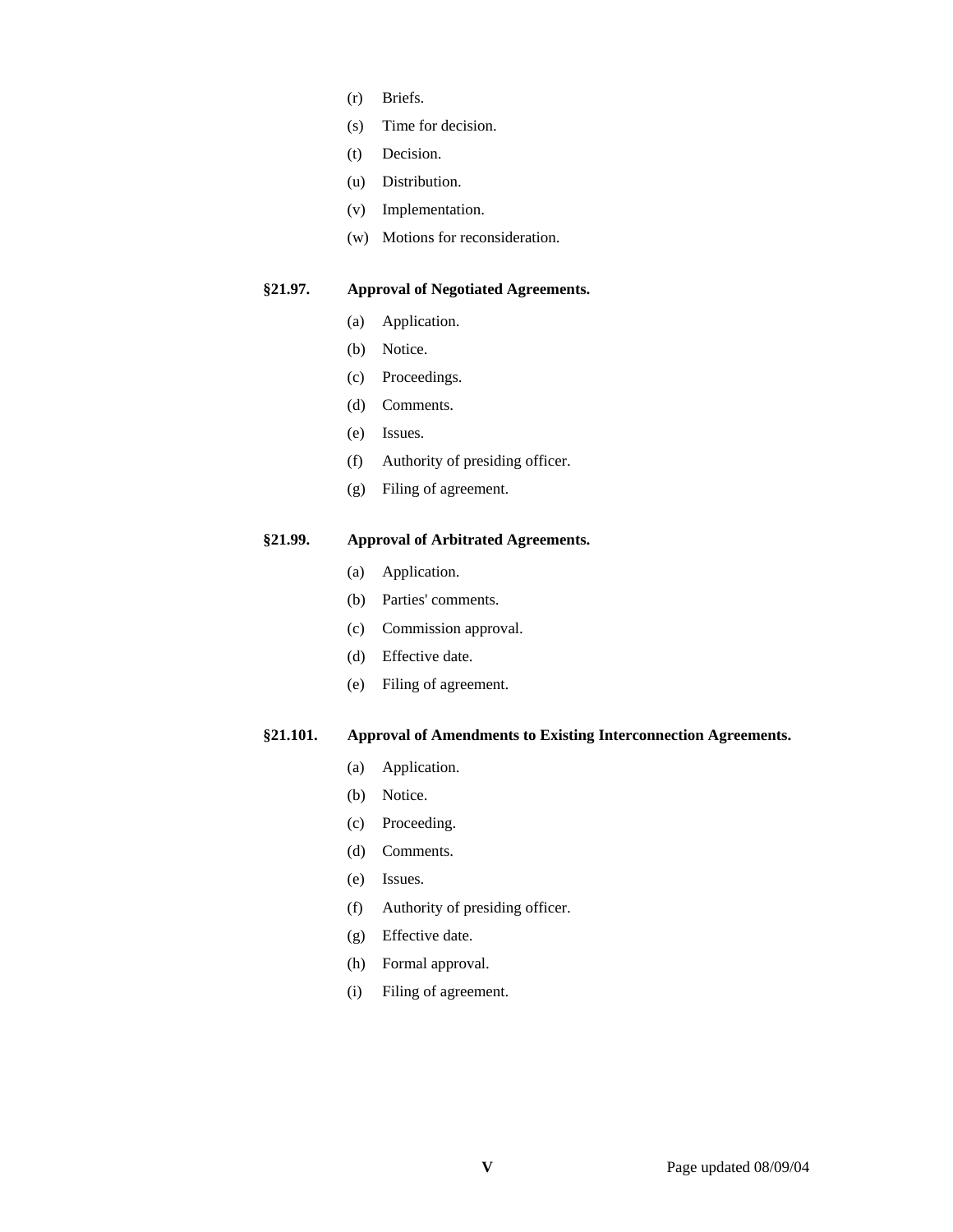(r) Briefs.

(s) Time for decision.

(t) Decision.

(u) Distribution.

(v) Implementation.

(w) Motions for reconsideration.

**§21.97. Approval of Negotiated Agreements.**

(a) Application.

(b) Notice.

(c) Proceedings.

(d) Comments.

(e) Issues.

(f) Authority of presiding officer.

(g) Filing of agreement.

**§21.99. Approval of Arbitrated Agreements.**

(a) Application.

(b) Parties' comments.

(c) Commission approval.

(d) Effective date.

(e) Filing of agreement.

**§21.101. Approval of Amendments to Existing Interconnection Agreements.**

(a) Application.

(b) Notice.

(c) Proceeding.

(d) Comments.

(e) Issues.

(f) Authority of presiding officer.

(g) Effective date.

(h) Formal approval.

(i) Filing of agreement.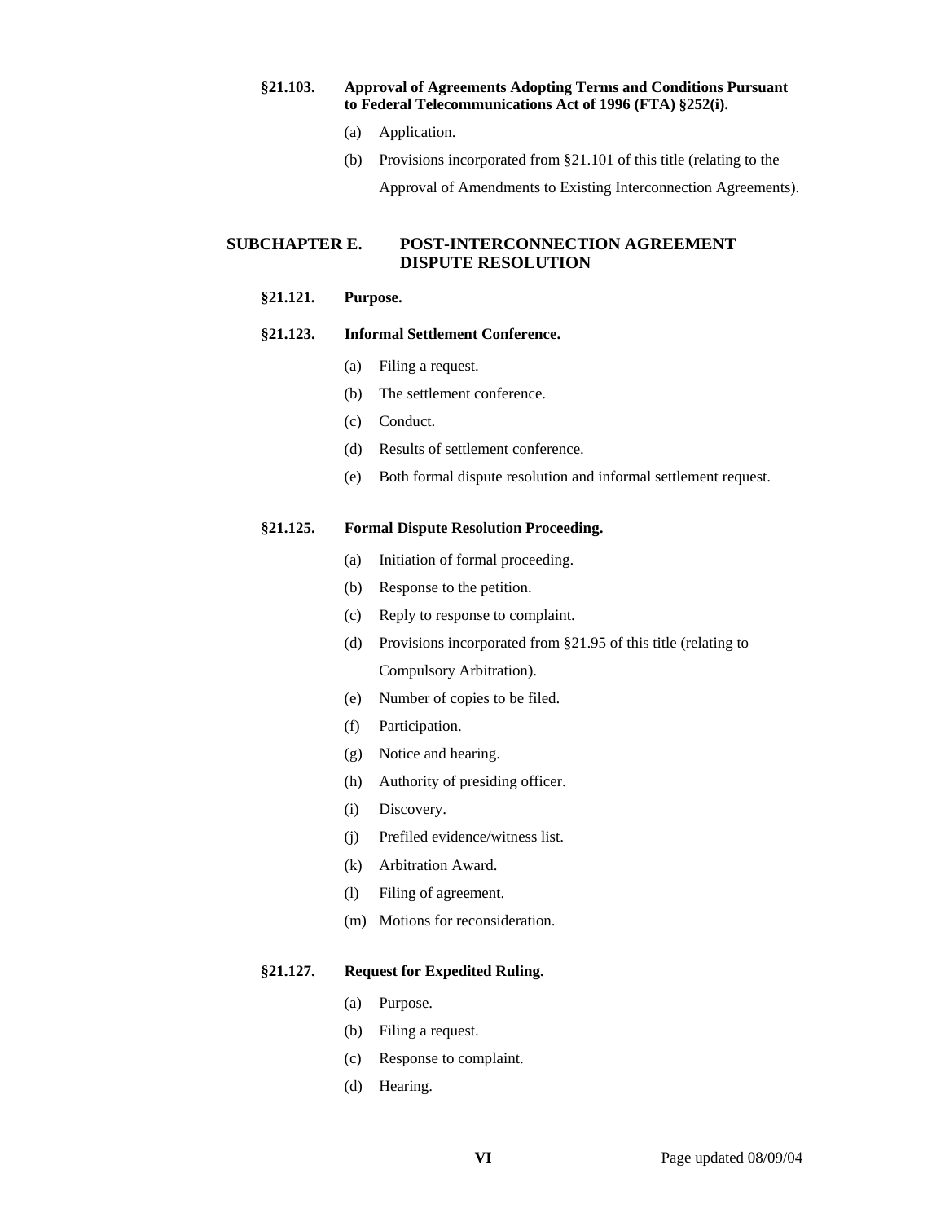**§21.103. Approval of Agreements Adopting Terms and Conditions Pursuant to Federal Telecommunications Act of 1996 (FTA) §252(i).**

(a) Application.

(b) Provisions incorporated from §21.101 of this title (relating to the Approval of Amendments to Existing Interconnection Agreements).

## SUBCHAPTER E. POST-INTERCONNECTION AGREEMENT DISPUTE RESOLUTION

**§21.121. Purpose.**

**§21.123. Informal Settlement Conference.**

(a) Filing a request.

(b) The settlement conference.

(c) Conduct.

(d) Results of settlement conference.

(e) Both formal dispute resolution and informal settlement request.

**§21.125. Formal Dispute Resolution Proceeding.**

(a) Initiation of formal proceeding.

(b) Response to the petition.

(c) Reply to response to complaint.

(d) Provisions incorporated from §21.95 of this title (relating to Compulsory Arbitration).

(e) Number of copies to be filed.

(f) Participation.

(g) Notice and hearing.

(h) Authority of presiding officer.

(i) Discovery.

(j) Prefiled evidence/witness list.

(k) Arbitration Award.

(l) Filing of agreement.

(m) Motions for reconsideration.

**§21.127. Request for Expedited Ruling.**

(a) Purpose.

(b) Filing a request.

(c) Response to complaint.

(d) Hearing.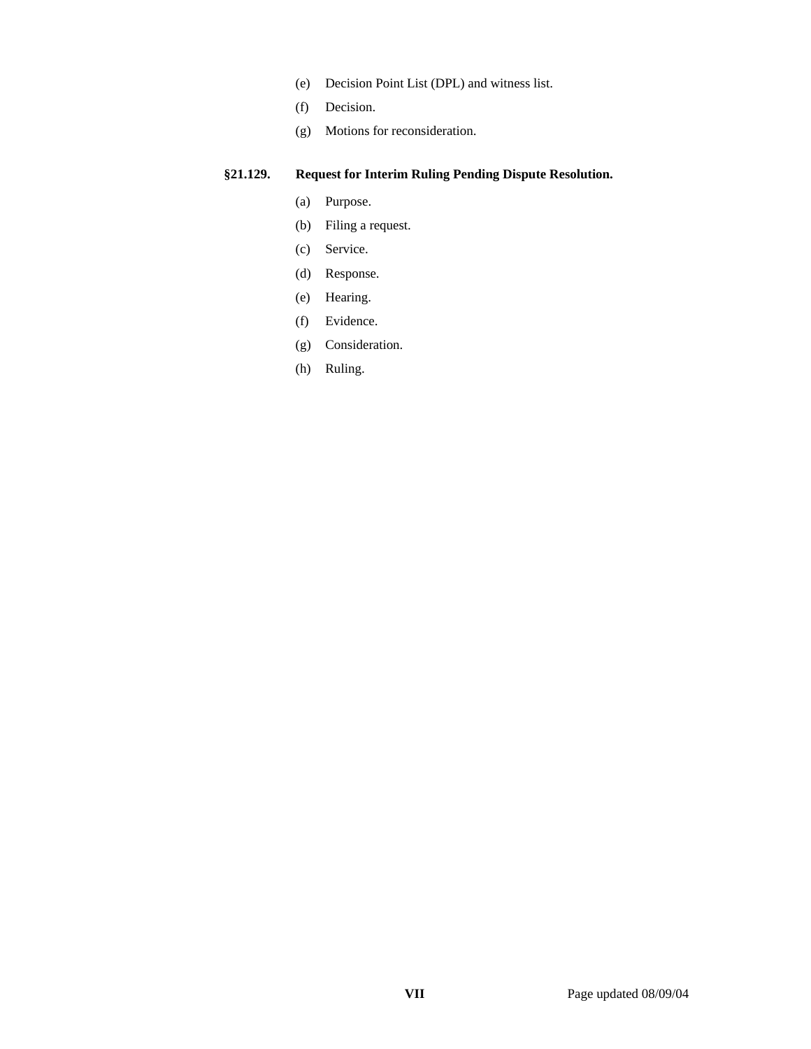(e) Decision Point List (DPL) and witness list.

(f) Decision.

(g) Motions for reconsideration.

**§21.129. Request for Interim Ruling Pending Dispute Resolution.**

(a) Purpose.

(b) Filing a request.

(c) Service.

(d) Response.

(e) Hearing.

(f) Evidence.

(g) Consideration.

(h) Ruling.